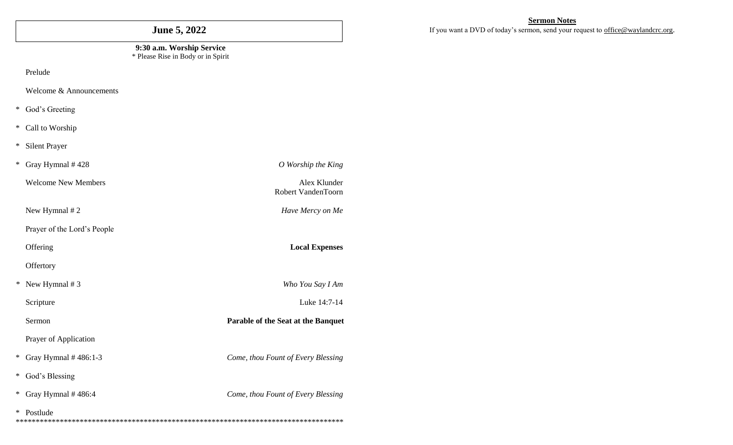# June 5, 2022

**9:30 a.m. Worship Service**
\* Please Rise in Body or in Spirit

| | | |
|---|---|---|
| | Prelude | |
| | Welcome & Announcements | |
| * | God's Greeting | |
| * | Call to Worship | |
| * | Silent Prayer | |
| * | Gray Hymnal # 428 | *O Worship the King* |
| | Welcome New Members | Alex Klunder<br>Robert VandenToorn |
| | New Hymnal # 2 | *Have Mercy on Me* |
| | Prayer of the Lord's People | |
| | Offering | **Local Expenses** |
| | Offertory | |
| * | New Hymnal # 3 | *Who You Say I Am* |
| | Scripture | Luke 14:7-14 |
| | Sermon | **Parable of the Seat at the Banquet** |
| | Prayer of Application | |
| * | Gray Hymnal # 486:1-3 | *Come, thou Fount of Every Blessing* |
| * | God's Blessing | |
| * | Gray Hymnal # 486:4 | *Come, thou Fount of Every Blessing* |
| * | Postlude | |

************************************************************************************

**Sermon Notes**

If you want a DVD of today's sermon, send your request to office@waylandcrc.org.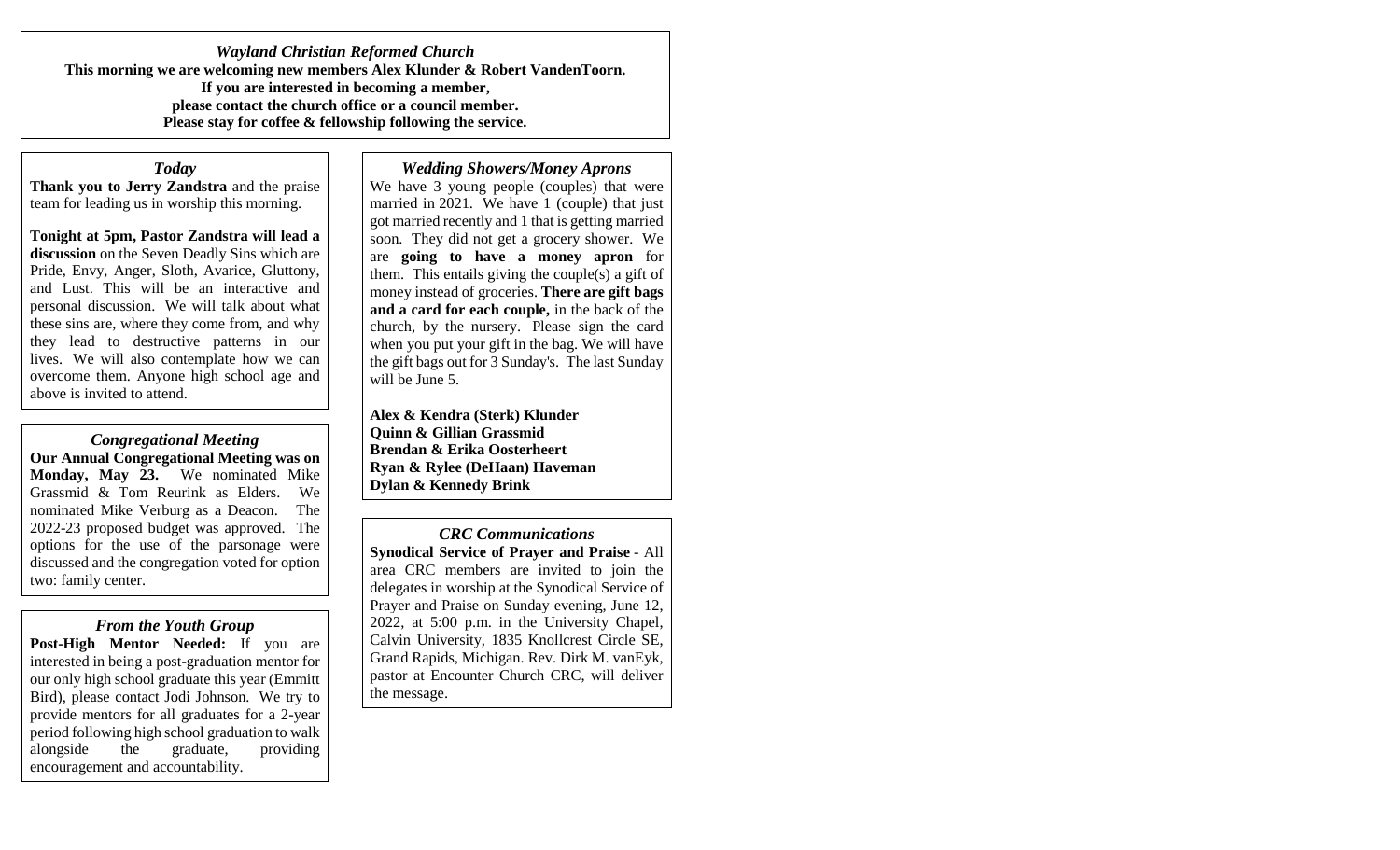## *Wayland Christian Reformed Church*

**This morning we are welcoming new members Alex Klunder & Robert VandenToorn.**
**If you are interested in becoming a member,**
**please contact the church office or a council member.**
**Please stay for coffee & fellowship following the service.**

### *Today*

**Thank you to Jerry Zandstra** and the praise team for leading us in worship this morning.

**Tonight at 5pm, Pastor Zandstra will lead a discussion** on the Seven Deadly Sins which are Pride, Envy, Anger, Sloth, Avarice, Gluttony, and Lust. This will be an interactive and personal discussion. We will talk about what these sins are, where they come from, and why they lead to destructive patterns in our lives. We will also contemplate how we can overcome them. Anyone high school age and above is invited to attend.

### *Congregational Meeting*

**Our Annual Congregational Meeting was on Monday, May 23.** We nominated Mike Grassmid & Tom Reurink as Elders. We nominated Mike Verburg as a Deacon. The 2022-23 proposed budget was approved. The options for the use of the parsonage were discussed and the congregation voted for option two: family center.

### *From the Youth Group*

**Post-High Mentor Needed:** If you are interested in being a post-graduation mentor for our only high school graduate this year (Emmitt Bird), please contact Jodi Johnson. We try to provide mentors for all graduates for a 2-year period following high school graduation to walk alongside the graduate, providing encouragement and accountability.

### *Wedding Showers/Money Aprons*

We have 3 young people (couples) that were married in 2021. We have 1 (couple) that just got married recently and 1 that is getting married soon. They did not get a grocery shower. We are **going to have a money apron** for them. This entails giving the couple(s) a gift of money instead of groceries. **There are gift bags and a card for each couple,** in the back of the church, by the nursery. Please sign the card when you put your gift in the bag. We will have the gift bags out for 3 Sunday's. The last Sunday will be June 5.

**Alex & Kendra (Sterk) Klunder**
**Quinn & Gillian Grassmid**
**Brendan & Erika Oosterheert**
**Ryan & Rylee (DeHaan) Haveman**
**Dylan & Kennedy Brink**

### *CRC Communications*

**Synodical Service of Prayer and Praise** - All area CRC members are invited to join the delegates in worship at the Synodical Service of Prayer and Praise on Sunday evening, June 12, 2022, at 5:00 p.m. in the University Chapel, Calvin University, 1835 Knollcrest Circle SE, Grand Rapids, Michigan. Rev. Dirk M. vanEyk, pastor at Encounter Church CRC, will deliver the message.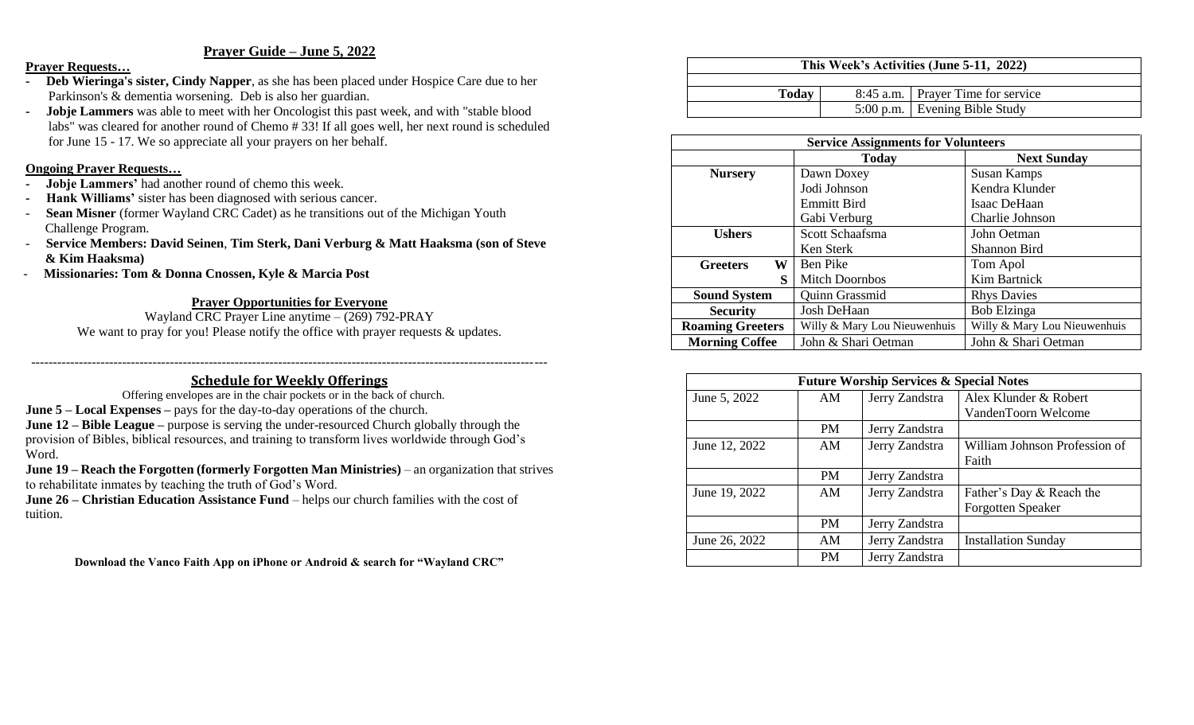## Prayer Guide – June 5, 2022

**Prayer Requests…**

- **Deb Wieringa's sister, Cindy Napper**, as she has been placed under Hospice Care due to her Parkinson's & dementia worsening. Deb is also her guardian.
- **Jobje Lammers** was able to meet with her Oncologist this past week, and with "stable blood labs" was cleared for another round of Chemo # 33! If all goes well, her next round is scheduled for June 15 - 17. We so appreciate all your prayers on her behalf.

**Ongoing Prayer Requests…**

- **Jobje Lammers'** had another round of chemo this week.
- **Hank Williams'** sister has been diagnosed with serious cancer.
- **Sean Misner** (former Wayland CRC Cadet) as he transitions out of the Michigan Youth Challenge Program.
- **Service Members: David Seinen**, **Tim Sterk, Dani Verburg & Matt Haaksma (son of Steve & Kim Haaksma)**
- **Missionaries: Tom & Donna Cnossen, Kyle & Marcia Post**

**Prayer Opportunities for Everyone**

Wayland CRC Prayer Line anytime – (269) 792-PRAY

We want to pray for you! Please notify the office with prayer requests & updates.

---

## Schedule for Weekly Offerings

Offering envelopes are in the chair pockets or in the back of church.

**June 5 – Local Expenses –** pays for the day-to-day operations of the church.

**June 12 – Bible League –** purpose is serving the under-resourced Church globally through the provision of Bibles, biblical resources, and training to transform lives worldwide through God's Word.

**June 19 – Reach the Forgotten (formerly Forgotten Man Ministries)** – an organization that strives to rehabilitate inmates by teaching the truth of God's Word.

**June 26 – Christian Education Assistance Fund** – helps our church families with the cost of tuition.

**Download the Vanco Faith App on iPhone or Android & search for "Wayland CRC"**

| This Week's Activities (June 5-11, 2022) | | |
|---|---|---|
| **Today** | 8:45 a.m. | Prayer Time for service |
| | 5:00 p.m. | Evening Bible Study |

| Service Assignments for Volunteers | Today | Next Sunday |
|---|---|---|
| **Nursery** | Dawn Doxey | Susan Kamps |
| | Jodi Johnson | Kendra Klunder |
| | Emmitt Bird | Isaac DeHaan |
| | Gabi Verburg | Charlie Johnson |
| **Ushers** | Scott Schaafsma | John Oetman |
| | Ken Sterk | Shannon Bird |
| **Greeters W** | Ben Pike | Tom Apol |
| **S** | Mitch Doornbos | Kim Bartnick |
| **Sound System** | Quinn Grassmid | Rhys Davies |
| **Security** | Josh DeHaan | Bob Elzinga |
| **Roaming Greeters** | Willy & Mary Lou Nieuwenhuis | Willy & Mary Lou Nieuwenhuis |
| **Morning Coffee** | John & Shari Oetman | John & Shari Oetman |

| Future Worship Services & Special Notes | | | |
|---|---|---|---|
| June 5, 2022 | AM | Jerry Zandstra | Alex Klunder & Robert VandenToorn Welcome |
| | PM | Jerry Zandstra | |
| June 12, 2022 | AM | Jerry Zandstra | William Johnson Profession of Faith |
| | PM | Jerry Zandstra | |
| June 19, 2022 | AM | Jerry Zandstra | Father's Day & Reach the Forgotten Speaker |
| | PM | Jerry Zandstra | |
| June 26, 2022 | AM | Jerry Zandstra | Installation Sunday |
| | PM | Jerry Zandstra | |